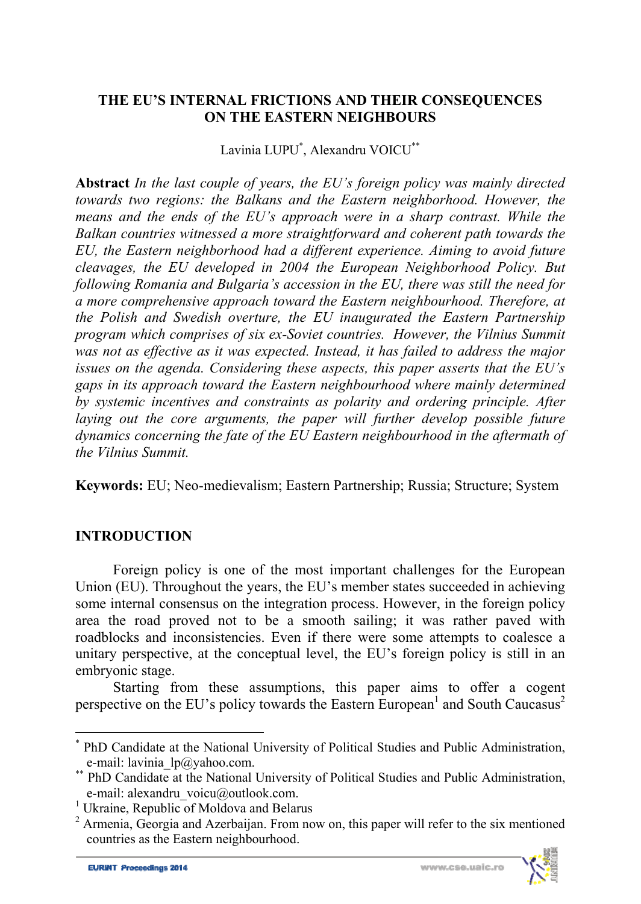# THE EU'S INTERNAL FRICTIONS AND THEIR CONSEQUENCES ON THE EASTERN NEIGHBOURS

Lavinia LUPU[*], Alexandru VOICU[**]

**Abstract** *In the last couple of years, the EU's foreign policy was mainly directed towards two regions: the Balkans and the Eastern neighborhood. However, the means and the ends of the EU's approach were in a sharp contrast. While the Balkan countries witnessed a more straightforward and coherent path towards the EU, the Eastern neighborhood had a different experience. Aiming to avoid future cleavages, the EU developed in 2004 the European Neighborhood Policy. But following Romania and Bulgaria's accession in the EU, there was still the need for a more comprehensive approach toward the Eastern neighbourhood. Therefore, at the Polish and Swedish overture, the EU inaugurated the Eastern Partnership program which comprises of six ex-Soviet countries. However, the Vilnius Summit was not as effective as it was expected. Instead, it has failed to address the major issues on the agenda. Considering these aspects, this paper asserts that the EU's gaps in its approach toward the Eastern neighbourhood where mainly determined by systemic incentives and constraints as polarity and ordering principle. After laying out the core arguments, the paper will further develop possible future dynamics concerning the fate of the EU Eastern neighbourhood in the aftermath of the Vilnius Summit.*

**Keywords:** EU; Neo-medievalism; Eastern Partnership; Russia; Structure; System

## INTRODUCTION

Foreign policy is one of the most important challenges for the European Union (EU). Throughout the years, the EU's member states succeeded in achieving some internal consensus on the integration process. However, in the foreign policy area the road proved not to be a smooth sailing; it was rather paved with roadblocks and inconsistencies. Even if there were some attempts to coalesce a unitary perspective, at the conceptual level, the EU's foreign policy is still in an embryonic stage.

Starting from these assumptions, this paper aims to offer a cogent perspective on the EU's policy towards the Eastern European[1] and South Caucasus[2]

---

[*] PhD Candidate at the National University of Political Studies and Public Administration, e-mail: lavinia_lp@yahoo.com.

[**] PhD Candidate at the National University of Political Studies and Public Administration, e-mail: alexandru_voicu@outlook.com.

[1] Ukraine, Republic of Moldova and Belarus

[2] Armenia, Georgia and Azerbaijan. From now on, this paper will refer to the six mentioned countries as the Eastern neighbourhood.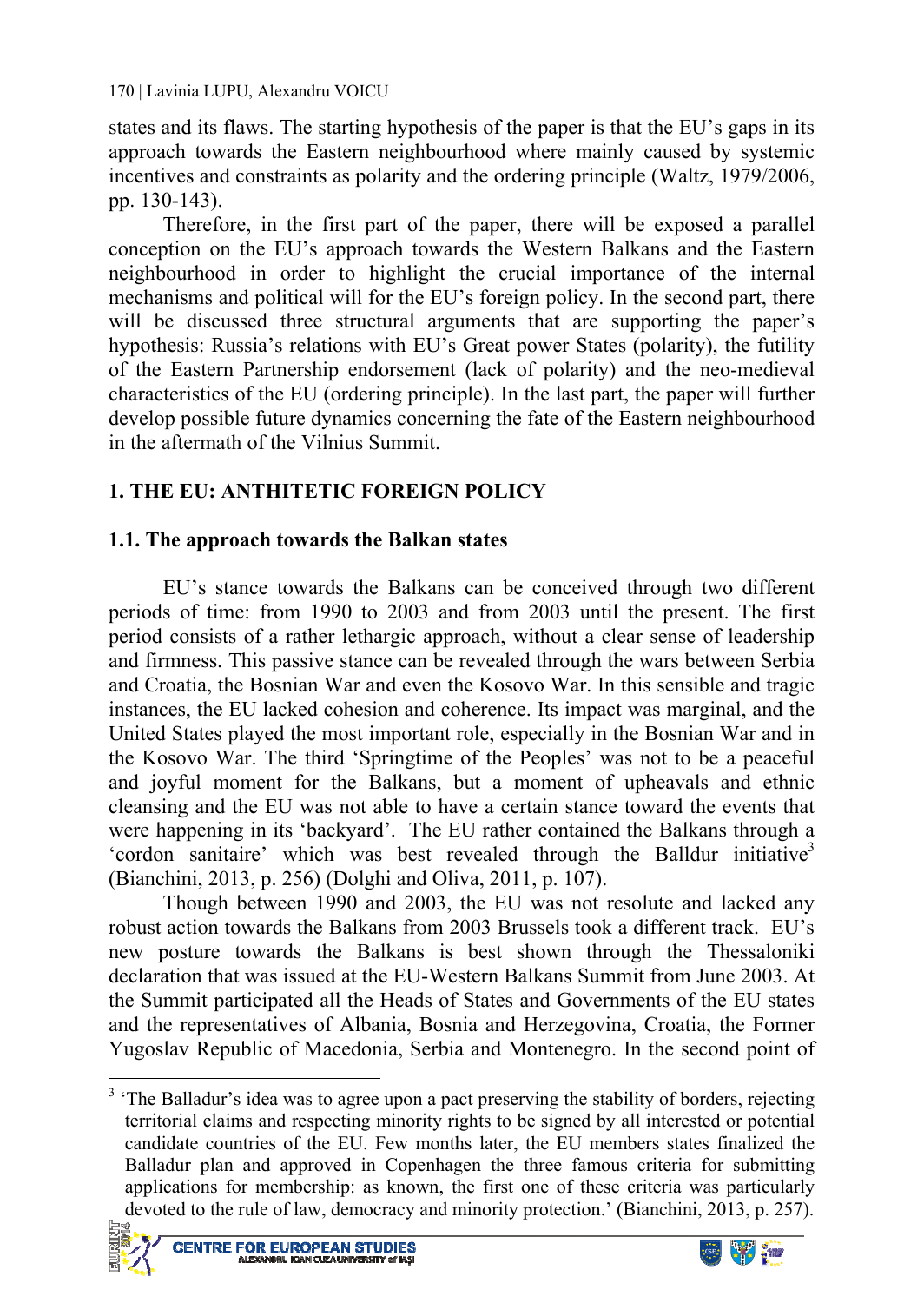states and its flaws. The starting hypothesis of the paper is that the EU's gaps in its approach towards the Eastern neighbourhood where mainly caused by systemic incentives and constraints as polarity and the ordering principle (Waltz, 1979/2006, pp. 130-143).

Therefore, in the first part of the paper, there will be exposed a parallel conception on the EU's approach towards the Western Balkans and the Eastern neighbourhood in order to highlight the crucial importance of the internal mechanisms and political will for the EU's foreign policy. In the second part, there will be discussed three structural arguments that are supporting the paper's hypothesis: Russia's relations with EU's Great power States (polarity), the futility of the Eastern Partnership endorsement (lack of polarity) and the neo-medieval characteristics of the EU (ordering principle). In the last part, the paper will further develop possible future dynamics concerning the fate of the Eastern neighbourhood in the aftermath of the Vilnius Summit.

## 1. THE EU: ANTHITETIC FOREIGN POLICY

### 1.1. The approach towards the Balkan states

EU's stance towards the Balkans can be conceived through two different periods of time: from 1990 to 2003 and from 2003 until the present. The first period consists of a rather lethargic approach, without a clear sense of leadership and firmness. This passive stance can be revealed through the wars between Serbia and Croatia, the Bosnian War and even the Kosovo War. In this sensible and tragic instances, the EU lacked cohesion and coherence. Its impact was marginal, and the United States played the most important role, especially in the Bosnian War and in the Kosovo War. The third 'Springtime of the Peoples' was not to be a peaceful and joyful moment for the Balkans, but a moment of upheavals and ethnic cleansing and the EU was not able to have a certain stance toward the events that were happening in its 'backyard'. The EU rather contained the Balkans through a 'cordon sanitaire' which was best revealed through the Balldur initiative[3] (Bianchini, 2013, p. 256) (Dolghi and Oliva, 2011, p. 107).

Though between 1990 and 2003, the EU was not resolute and lacked any robust action towards the Balkans from 2003 Brussels took a different track. EU's new posture towards the Balkans is best shown through the Thessaloniki declaration that was issued at the EU-Western Balkans Summit from June 2003. At the Summit participated all the Heads of States and Governments of the EU states and the representatives of Albania, Bosnia and Herzegovina, Croatia, the Former Yugoslav Republic of Macedonia, Serbia and Montenegro. In the second point of

[3] 'The Balladur's idea was to agree upon a pact preserving the stability of borders, rejecting territorial claims and respecting minority rights to be signed by all interested or potential candidate countries of the EU. Few months later, the EU members states finalized the Balladur plan and approved in Copenhagen the three famous criteria for submitting applications for membership: as known, the first one of these criteria was particularly devoted to the rule of law, democracy and minority protection.' (Bianchini, 2013, p. 257).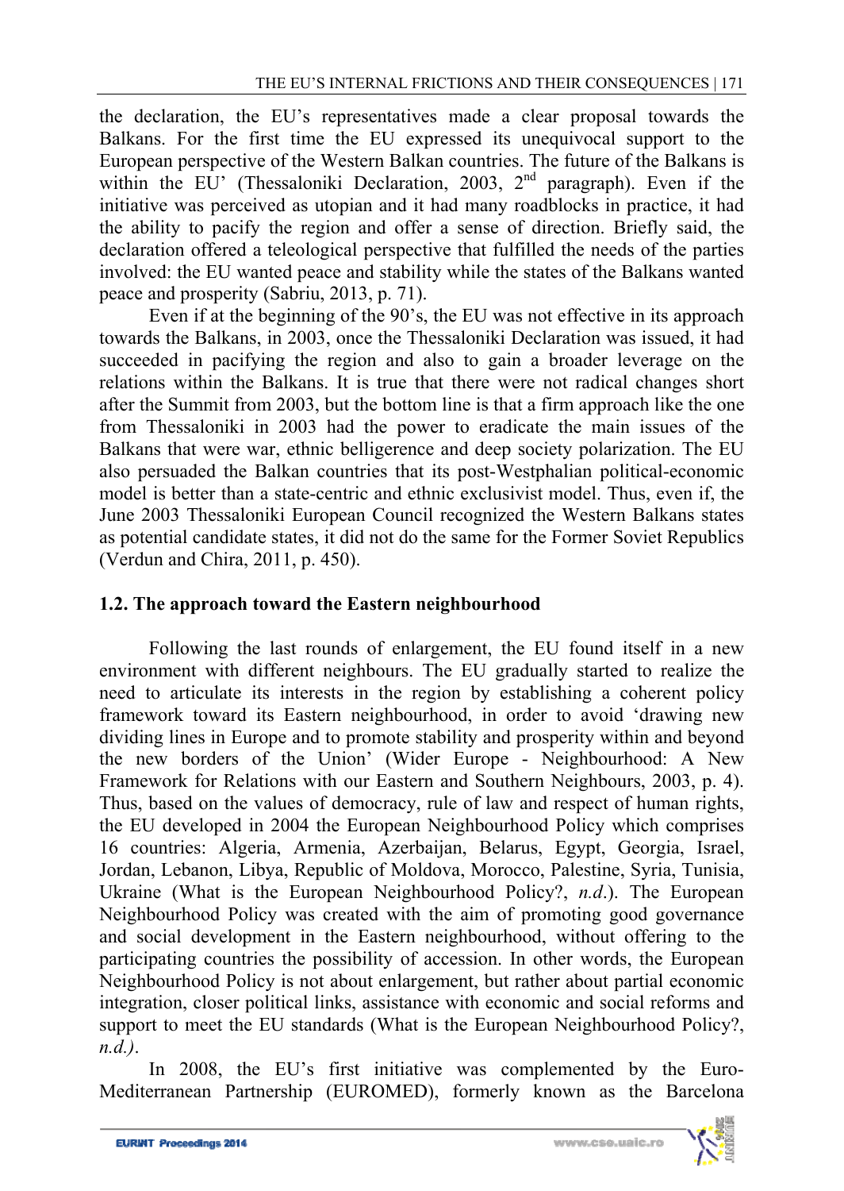the declaration, the EU's representatives made a clear proposal towards the Balkans. For the first time the EU expressed its unequivocal support to the European perspective of the Western Balkan countries. The future of the Balkans is within the EU' (Thessaloniki Declaration, 2003, 2nd paragraph). Even if the initiative was perceived as utopian and it had many roadblocks in practice, it had the ability to pacify the region and offer a sense of direction. Briefly said, the declaration offered a teleological perspective that fulfilled the needs of the parties involved: the EU wanted peace and stability while the states of the Balkans wanted peace and prosperity (Sabriu, 2013, p. 71).

Even if at the beginning of the 90's, the EU was not effective in its approach towards the Balkans, in 2003, once the Thessaloniki Declaration was issued, it had succeeded in pacifying the region and also to gain a broader leverage on the relations within the Balkans. It is true that there were not radical changes short after the Summit from 2003, but the bottom line is that a firm approach like the one from Thessaloniki in 2003 had the power to eradicate the main issues of the Balkans that were war, ethnic belligerence and deep society polarization. The EU also persuaded the Balkan countries that its post-Westphalian political-economic model is better than a state-centric and ethnic exclusivist model. Thus, even if, the June 2003 Thessaloniki European Council recognized the Western Balkans states as potential candidate states, it did not do the same for the Former Soviet Republics (Verdun and Chira, 2011, p. 450).

## 1.2. The approach toward the Eastern neighbourhood

Following the last rounds of enlargement, the EU found itself in a new environment with different neighbours. The EU gradually started to realize the need to articulate its interests in the region by establishing a coherent policy framework toward its Eastern neighbourhood, in order to avoid 'drawing new dividing lines in Europe and to promote stability and prosperity within and beyond the new borders of the Union' (Wider Europe - Neighbourhood: A New Framework for Relations with our Eastern and Southern Neighbours, 2003, p. 4). Thus, based on the values of democracy, rule of law and respect of human rights, the EU developed in 2004 the European Neighbourhood Policy which comprises 16 countries: Algeria, Armenia, Azerbaijan, Belarus, Egypt, Georgia, Israel, Jordan, Lebanon, Libya, Republic of Moldova, Morocco, Palestine, Syria, Tunisia, Ukraine (What is the European Neighbourhood Policy?, *n.d.*). The European Neighbourhood Policy was created with the aim of promoting good governance and social development in the Eastern neighbourhood, without offering to the participating countries the possibility of accession. In other words, the European Neighbourhood Policy is not about enlargement, but rather about partial economic integration, closer political links, assistance with economic and social reforms and support to meet the EU standards (What is the European Neighbourhood Policy?, *n.d.)*.

In 2008, the EU's first initiative was complemented by the Euro-Mediterranean Partnership (EUROMED), formerly known as the Barcelona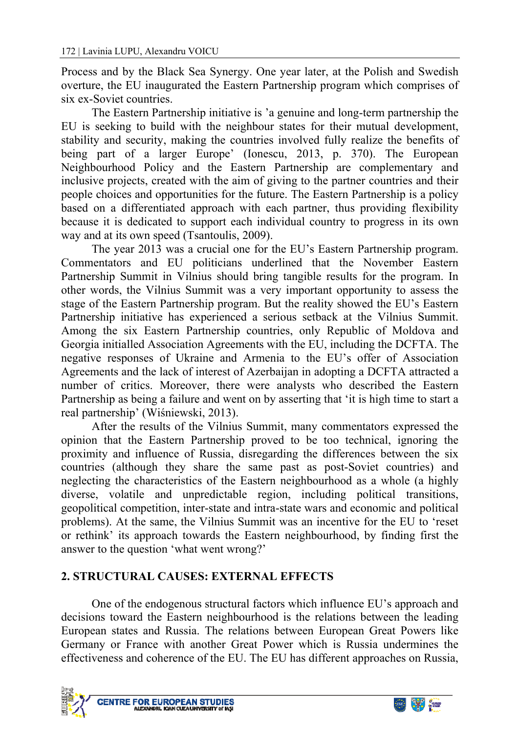Process and by the Black Sea Synergy. One year later, at the Polish and Swedish overture, the EU inaugurated the Eastern Partnership program which comprises of six ex-Soviet countries.

The Eastern Partnership initiative is 'a genuine and long-term partnership the EU is seeking to build with the neighbour states for their mutual development, stability and security, making the countries involved fully realize the benefits of being part of a larger Europe' (Ionescu, 2013, p. 370). The European Neighbourhood Policy and the Eastern Partnership are complementary and inclusive projects, created with the aim of giving to the partner countries and their people choices and opportunities for the future. The Eastern Partnership is a policy based on a differentiated approach with each partner, thus providing flexibility because it is dedicated to support each individual country to progress in its own way and at its own speed (Tsantoulis, 2009).

The year 2013 was a crucial one for the EU's Eastern Partnership program. Commentators and EU politicians underlined that the November Eastern Partnership Summit in Vilnius should bring tangible results for the program. In other words, the Vilnius Summit was a very important opportunity to assess the stage of the Eastern Partnership program. But the reality showed the EU's Eastern Partnership initiative has experienced a serious setback at the Vilnius Summit. Among the six Eastern Partnership countries, only Republic of Moldova and Georgia initialled Association Agreements with the EU, including the DCFTA. The negative responses of Ukraine and Armenia to the EU's offer of Association Agreements and the lack of interest of Azerbaijan in adopting a DCFTA attracted a number of critics. Moreover, there were analysts who described the Eastern Partnership as being a failure and went on by asserting that 'it is high time to start a real partnership' (Wiśniewski, 2013).

After the results of the Vilnius Summit, many commentators expressed the opinion that the Eastern Partnership proved to be too technical, ignoring the proximity and influence of Russia, disregarding the differences between the six countries (although they share the same past as post-Soviet countries) and neglecting the characteristics of the Eastern neighbourhood as a whole (a highly diverse, volatile and unpredictable region, including political transitions, geopolitical competition, inter-state and intra-state wars and economic and political problems). At the same, the Vilnius Summit was an incentive for the EU to 'reset or rethink' its approach towards the Eastern neighbourhood, by finding first the answer to the question 'what went wrong?'

## 2. STRUCTURAL CAUSES: EXTERNAL EFFECTS

One of the endogenous structural factors which influence EU's approach and decisions toward the Eastern neighbourhood is the relations between the leading European states and Russia. The relations between European Great Powers like Germany or France with another Great Power which is Russia undermines the effectiveness and coherence of the EU. The EU has different approaches on Russia,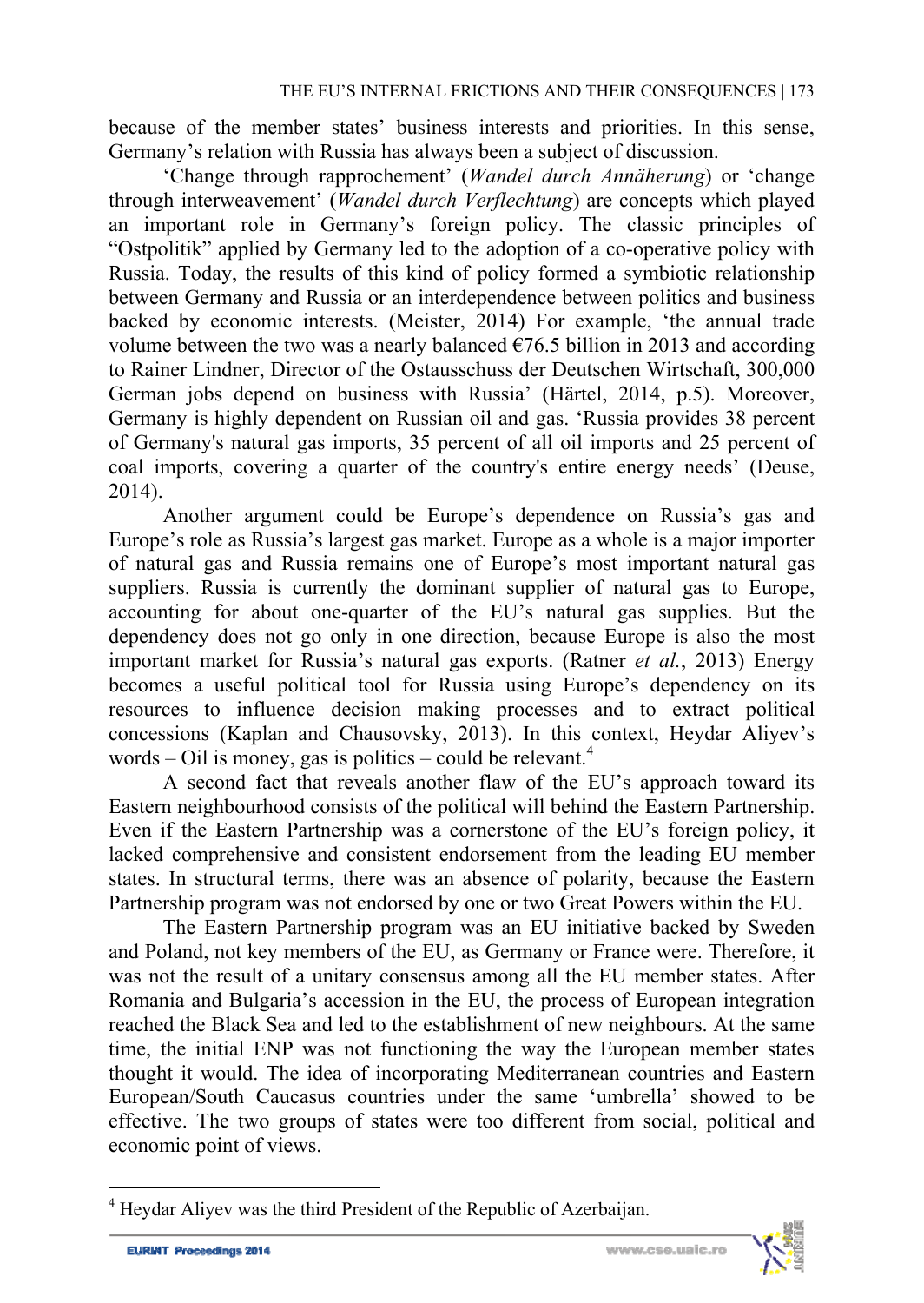because of the member states' business interests and priorities. In this sense, Germany's relation with Russia has always been a subject of discussion.

'Change through rapprochement' (*Wandel durch Annäherung*) or 'change through interweavement' (*Wandel durch Verflechtung*) are concepts which played an important role in Germany's foreign policy. The classic principles of "Ostpolitik" applied by Germany led to the adoption of a co-operative policy with Russia. Today, the results of this kind of policy formed a symbiotic relationship between Germany and Russia or an interdependence between politics and business backed by economic interests. (Meister, 2014) For example, 'the annual trade volume between the two was a nearly balanced €76.5 billion in 2013 and according to Rainer Lindner, Director of the Ostausschuss der Deutschen Wirtschaft, 300,000 German jobs depend on business with Russia' (Härtel, 2014, p.5). Moreover, Germany is highly dependent on Russian oil and gas. 'Russia provides 38 percent of Germany's natural gas imports, 35 percent of all oil imports and 25 percent of coal imports, covering a quarter of the country's entire energy needs' (Deuse, 2014).

Another argument could be Europe's dependence on Russia's gas and Europe's role as Russia's largest gas market. Europe as a whole is a major importer of natural gas and Russia remains one of Europe's most important natural gas suppliers. Russia is currently the dominant supplier of natural gas to Europe, accounting for about one-quarter of the EU's natural gas supplies. But the dependency does not go only in one direction, because Europe is also the most important market for Russia's natural gas exports. (Ratner *et al.*, 2013) Energy becomes a useful political tool for Russia using Europe's dependency on its resources to influence decision making processes and to extract political concessions (Kaplan and Chausovsky, 2013). In this context, Heydar Aliyev's words – Oil is money, gas is politics – could be relevant.[4]

A second fact that reveals another flaw of the EU's approach toward its Eastern neighbourhood consists of the political will behind the Eastern Partnership. Even if the Eastern Partnership was a cornerstone of the EU's foreign policy, it lacked comprehensive and consistent endorsement from the leading EU member states. In structural terms, there was an absence of polarity, because the Eastern Partnership program was not endorsed by one or two Great Powers within the EU.

The Eastern Partnership program was an EU initiative backed by Sweden and Poland, not key members of the EU, as Germany or France were. Therefore, it was not the result of a unitary consensus among all the EU member states. After Romania and Bulgaria's accession in the EU, the process of European integration reached the Black Sea and led to the establishment of new neighbours. At the same time, the initial ENP was not functioning the way the European member states thought it would. The idea of incorporating Mediterranean countries and Eastern European/South Caucasus countries under the same 'umbrella' showed to be effective. The two groups of states were too different from social, political and economic point of views.

---

[4] Heydar Aliyev was the third President of the Republic of Azerbaijan.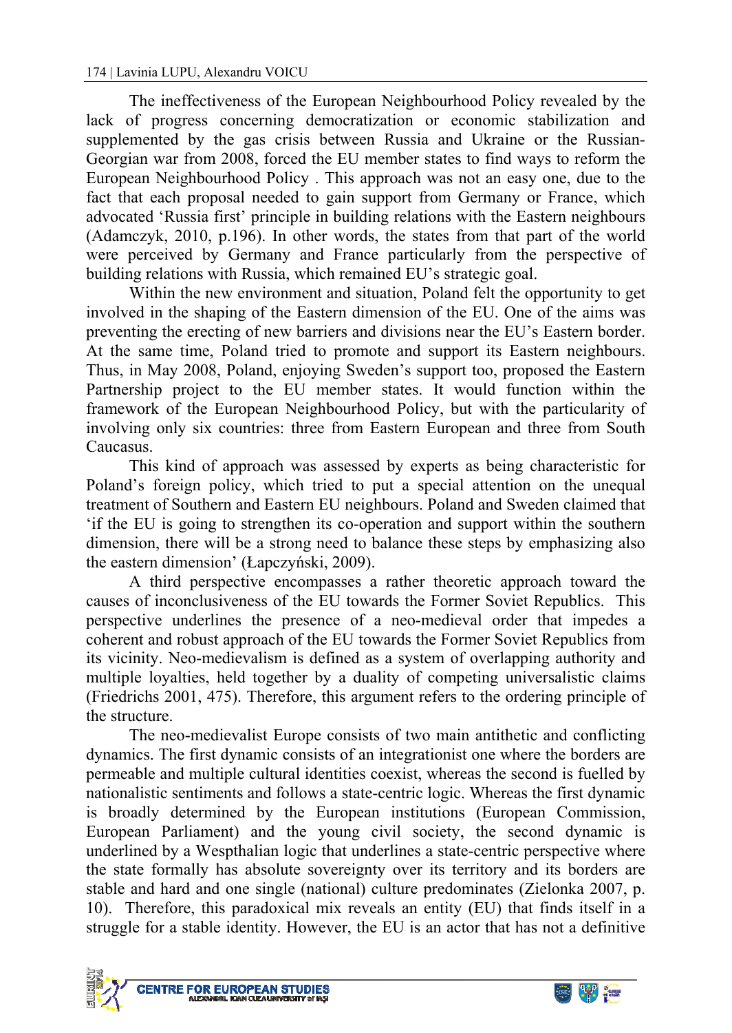The ineffectiveness of the European Neighbourhood Policy revealed by the lack of progress concerning democratization or economic stabilization and supplemented by the gas crisis between Russia and Ukraine or the Russian-Georgian war from 2008, forced the EU member states to find ways to reform the European Neighbourhood Policy . This approach was not an easy one, due to the fact that each proposal needed to gain support from Germany or France, which advocated 'Russia first' principle in building relations with the Eastern neighbours (Adamczyk, 2010, p.196). In other words, the states from that part of the world were perceived by Germany and France particularly from the perspective of building relations with Russia, which remained EU's strategic goal.

Within the new environment and situation, Poland felt the opportunity to get involved in the shaping of the Eastern dimension of the EU. One of the aims was preventing the erecting of new barriers and divisions near the EU's Eastern border. At the same time, Poland tried to promote and support its Eastern neighbours. Thus, in May 2008, Poland, enjoying Sweden's support too, proposed the Eastern Partnership project to the EU member states. It would function within the framework of the European Neighbourhood Policy, but with the particularity of involving only six countries: three from Eastern European and three from South Caucasus.

This kind of approach was assessed by experts as being characteristic for Poland's foreign policy, which tried to put a special attention on the unequal treatment of Southern and Eastern EU neighbours. Poland and Sweden claimed that 'if the EU is going to strengthen its co-operation and support within the southern dimension, there will be a strong need to balance these steps by emphasizing also the eastern dimension' (Łapczyński, 2009).

A third perspective encompasses a rather theoretic approach toward the causes of inconclusiveness of the EU towards the Former Soviet Republics. This perspective underlines the presence of a neo-medieval order that impedes a coherent and robust approach of the EU towards the Former Soviet Republics from its vicinity. Neo-medievalism is defined as a system of overlapping authority and multiple loyalties, held together by a duality of competing universalistic claims (Friedrichs 2001, 475). Therefore, this argument refers to the ordering principle of the structure.

The neo-medievalist Europe consists of two main antithetic and conflicting dynamics. The first dynamic consists of an integrationist one where the borders are permeable and multiple cultural identities coexist, whereas the second is fuelled by nationalistic sentiments and follows a state-centric logic. Whereas the first dynamic is broadly determined by the European institutions (European Commission, European Parliament) and the young civil society, the second dynamic is underlined by a Wespthalian logic that underlines a state-centric perspective where the state formally has absolute sovereignty over its territory and its borders are stable and hard and one single (national) culture predominates (Zielonka 2007, p. 10). Therefore, this paradoxical mix reveals an entity (EU) that finds itself in a struggle for a stable identity. However, the EU is an actor that has not a definitive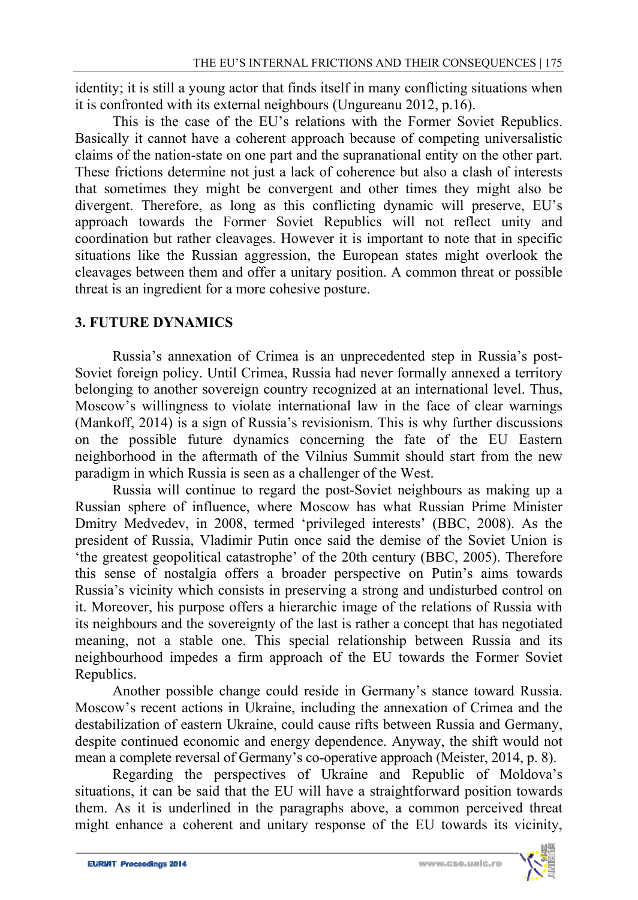identity; it is still a young actor that finds itself in many conflicting situations when it is confronted with its external neighbours (Ungureanu 2012, p.16).

This is the case of the EU's relations with the Former Soviet Republics. Basically it cannot have a coherent approach because of competing universalistic claims of the nation-state on one part and the supranational entity on the other part. These frictions determine not just a lack of coherence but also a clash of interests that sometimes they might be convergent and other times they might also be divergent. Therefore, as long as this conflicting dynamic will preserve, EU's approach towards the Former Soviet Republics will not reflect unity and coordination but rather cleavages. However it is important to note that in specific situations like the Russian aggression, the European states might overlook the cleavages between them and offer a unitary position. A common threat or possible threat is an ingredient for a more cohesive posture.

## 3. FUTURE DYNAMICS

Russia's annexation of Crimea is an unprecedented step in Russia's post-Soviet foreign policy. Until Crimea, Russia had never formally annexed a territory belonging to another sovereign country recognized at an international level. Thus, Moscow's willingness to violate international law in the face of clear warnings (Mankoff, 2014) is a sign of Russia's revisionism. This is why further discussions on the possible future dynamics concerning the fate of the EU Eastern neighborhood in the aftermath of the Vilnius Summit should start from the new paradigm in which Russia is seen as a challenger of the West.

Russia will continue to regard the post-Soviet neighbours as making up a Russian sphere of influence, where Moscow has what Russian Prime Minister Dmitry Medvedev, in 2008, termed 'privileged interests' (BBC, 2008). As the president of Russia, Vladimir Putin once said the demise of the Soviet Union is 'the greatest geopolitical catastrophe' of the 20th century (BBC, 2005). Therefore this sense of nostalgia offers a broader perspective on Putin's aims towards Russia's vicinity which consists in preserving a strong and undisturbed control on it. Moreover, his purpose offers a hierarchic image of the relations of Russia with its neighbours and the sovereignty of the last is rather a concept that has negotiated meaning, not a stable one. This special relationship between Russia and its neighbourhood impedes a firm approach of the EU towards the Former Soviet Republics.

Another possible change could reside in Germany's stance toward Russia. Moscow's recent actions in Ukraine, including the annexation of Crimea and the destabilization of eastern Ukraine, could cause rifts between Russia and Germany, despite continued economic and energy dependence. Anyway, the shift would not mean a complete reversal of Germany's co-operative approach (Meister, 2014, p. 8).

Regarding the perspectives of Ukraine and Republic of Moldova's situations, it can be said that the EU will have a straightforward position towards them. As it is underlined in the paragraphs above, a common perceived threat might enhance a coherent and unitary response of the EU towards its vicinity,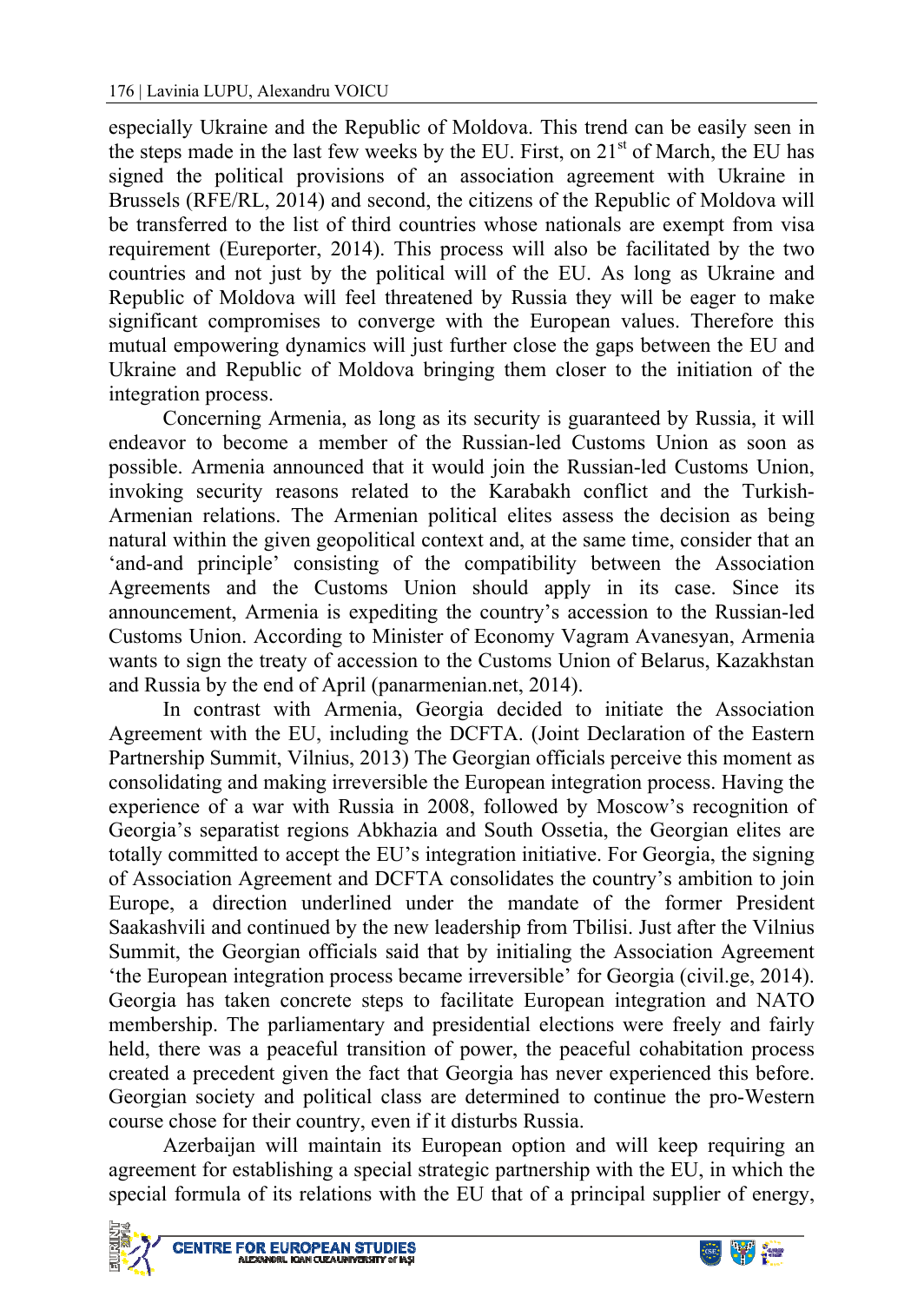especially Ukraine and the Republic of Moldova. This trend can be easily seen in the steps made in the last few weeks by the EU. First, on 21st of March, the EU has signed the political provisions of an association agreement with Ukraine in Brussels (RFE/RL, 2014) and second, the citizens of the Republic of Moldova will be transferred to the list of third countries whose nationals are exempt from visa requirement (Eureporter, 2014). This process will also be facilitated by the two countries and not just by the political will of the EU. As long as Ukraine and Republic of Moldova will feel threatened by Russia they will be eager to make significant compromises to converge with the European values. Therefore this mutual empowering dynamics will just further close the gaps between the EU and Ukraine and Republic of Moldova bringing them closer to the initiation of the integration process.

Concerning Armenia, as long as its security is guaranteed by Russia, it will endeavor to become a member of the Russian-led Customs Union as soon as possible. Armenia announced that it would join the Russian-led Customs Union, invoking security reasons related to the Karabakh conflict and the Turkish-Armenian relations. The Armenian political elites assess the decision as being natural within the given geopolitical context and, at the same time, consider that an 'and-and principle' consisting of the compatibility between the Association Agreements and the Customs Union should apply in its case. Since its announcement, Armenia is expediting the country's accession to the Russian-led Customs Union. According to Minister of Economy Vagram Avanesyan, Armenia wants to sign the treaty of accession to the Customs Union of Belarus, Kazakhstan and Russia by the end of April (panarmenian.net, 2014).

In contrast with Armenia, Georgia decided to initiate the Association Agreement with the EU, including the DCFTA. (Joint Declaration of the Eastern Partnership Summit, Vilnius, 2013) The Georgian officials perceive this moment as consolidating and making irreversible the European integration process. Having the experience of a war with Russia in 2008, followed by Moscow's recognition of Georgia's separatist regions Abkhazia and South Ossetia, the Georgian elites are totally committed to accept the EU's integration initiative. For Georgia, the signing of Association Agreement and DCFTA consolidates the country's ambition to join Europe, a direction underlined under the mandate of the former President Saakashvili and continued by the new leadership from Tbilisi. Just after the Vilnius Summit, the Georgian officials said that by initialing the Association Agreement 'the European integration process became irreversible' for Georgia (civil.ge, 2014). Georgia has taken concrete steps to facilitate European integration and NATO membership. The parliamentary and presidential elections were freely and fairly held, there was a peaceful transition of power, the peaceful cohabitation process created a precedent given the fact that Georgia has never experienced this before. Georgian society and political class are determined to continue the pro-Western course chose for their country, even if it disturbs Russia.

Azerbaijan will maintain its European option and will keep requiring an agreement for establishing a special strategic partnership with the EU, in which the special formula of its relations with the EU that of a principal supplier of energy,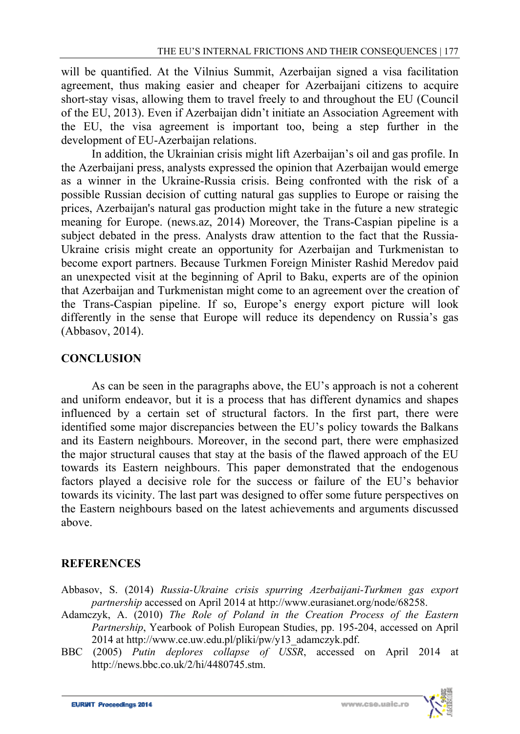will be quantified. At the Vilnius Summit, Azerbaijan signed a visa facilitation agreement, thus making easier and cheaper for Azerbaijani citizens to acquire short-stay visas, allowing them to travel freely to and throughout the EU (Council of the EU, 2013). Even if Azerbaijan didn't initiate an Association Agreement with the EU, the visa agreement is important too, being a step further in the development of EU-Azerbaijan relations.

In addition, the Ukrainian crisis might lift Azerbaijan's oil and gas profile. In the Azerbaijani press, analysts expressed the opinion that Azerbaijan would emerge as a winner in the Ukraine-Russia crisis. Being confronted with the risk of a possible Russian decision of cutting natural gas supplies to Europe or raising the prices, Azerbaijan's natural gas production might take in the future a new strategic meaning for Europe. (news.az, 2014) Moreover, the Trans-Caspian pipeline is a subject debated in the press. Analysts draw attention to the fact that the Russia-Ukraine crisis might create an opportunity for Azerbaijan and Turkmenistan to become export partners. Because Turkmen Foreign Minister Rashid Meredov paid an unexpected visit at the beginning of April to Baku, experts are of the opinion that Azerbaijan and Turkmenistan might come to an agreement over the creation of the Trans-Caspian pipeline. If so, Europe's energy export picture will look differently in the sense that Europe will reduce its dependency on Russia's gas (Abbasov, 2014).

## CONCLUSION

As can be seen in the paragraphs above, the EU's approach is not a coherent and uniform endeavor, but it is a process that has different dynamics and shapes influenced by a certain set of structural factors. In the first part, there were identified some major discrepancies between the EU's policy towards the Balkans and its Eastern neighbours. Moreover, in the second part, there were emphasized the major structural causes that stay at the basis of the flawed approach of the EU towards its Eastern neighbours. This paper demonstrated that the endogenous factors played a decisive role for the success or failure of the EU's behavior towards its vicinity. The last part was designed to offer some future perspectives on the Eastern neighbours based on the latest achievements and arguments discussed above.

## REFERENCES

Abbasov, S. (2014) *Russia-Ukraine crisis spurring Azerbaijani-Turkmen gas export partnership* accessed on April 2014 at http://www.eurasianet.org/node/68258.

Adamczyk, A. (2010) *The Role of Poland in the Creation Process of the Eastern Partnership*, Yearbook of Polish European Studies, pp. 195-204, accessed on April 2014 at http://www.ce.uw.edu.pl/pliki/pw/y13_adamczyk.pdf.

BBC (2005) *Putin deplores collapse of USSR*, accessed on April 2014 at http://news.bbc.co.uk/2/hi/4480745.stm.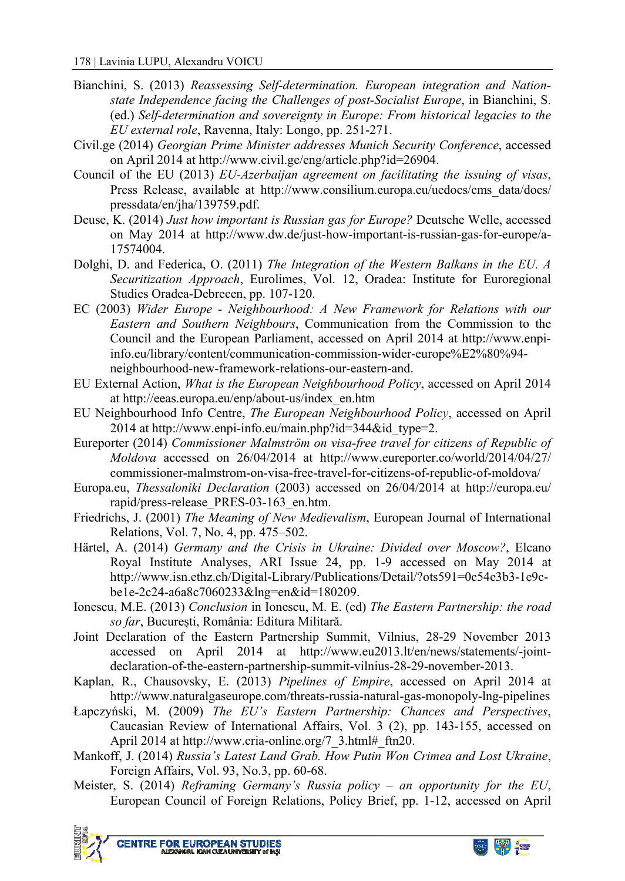Bianchini, S. (2013) *Reassessing Self-determination. European integration and Nation-state Independence facing the Challenges of post-Socialist Europe*, in Bianchini, S. (ed.) *Self-determination and sovereignty in Europe: From historical legacies to the EU external role*, Ravenna, Italy: Longo, pp. 251-271.

Civil.ge (2014) *Georgian Prime Minister addresses Munich Security Conference*, accessed on April 2014 at http://www.civil.ge/eng/article.php?id=26904.

Council of the EU (2013) *EU-Azerbaijan agreement on facilitating the issuing of visas*, Press Release, available at http://www.consilium.europa.eu/uedocs/cms_data/docs/pressdata/en/jha/139759.pdf.

Deuse, K. (2014) *Just how important is Russian gas for Europe?* Deutsche Welle, accessed on May 2014 at http://www.dw.de/just-how-important-is-russian-gas-for-europe/a-17574004.

Dolghi, D. and Federica, O. (2011) *The Integration of the Western Balkans in the EU. A Securitization Approach*, Eurolimes, Vol. 12, Oradea: Institute for Euroregional Studies Oradea-Debrecen, pp. 107-120.

EC (2003) *Wider Europe - Neighbourhood: A New Framework for Relations with our Eastern and Southern Neighbours*, Communication from the Commission to the Council and the European Parliament, accessed on April 2014 at http://www.enpi-info.eu/library/content/communication-commission-wider-europe%E2%80%94-neighbourhood-new-framework-relations-our-eastern-and.

EU External Action, *What is the European Neighbourhood Policy*, accessed on April 2014 at http://eeas.europa.eu/enp/about-us/index_en.htm

EU Neighbourhood Info Centre, *The European Neighbourhood Policy*, accessed on April 2014 at http://www.enpi-info.eu/main.php?id=344&id_type=2.

Eureporter (2014) *Commissioner Malmström on visa-free travel for citizens of Republic of Moldova* accessed on 26/04/2014 at http://www.eureporter.co/world/2014/04/27/commissioner-malmstrom-on-visa-free-travel-for-citizens-of-republic-of-moldova/

Europa.eu, *Thessaloniki Declaration* (2003) accessed on 26/04/2014 at http://europa.eu/rapid/press-release_PRES-03-163_en.htm.

Friedrichs, J. (2001) *The Meaning of New Medievalism*, European Journal of International Relations, Vol. 7, No. 4, pp. 475–502.

Härtel, A. (2014) *Germany and the Crisis in Ukraine: Divided over Moscow?*, Elcano Royal Institute Analyses, ARI Issue 24, pp. 1-9 accessed on May 2014 at http://www.isn.ethz.ch/Digital-Library/Publications/Detail/?ots591=0c54e3b3-1e9c-be1e-2c24-a6a8c7060233&lng=en&id=180209.

Ionescu, M.E. (2013) *Conclusion* in Ionescu, M. E. (ed) *The Eastern Partnership: the road so far*, București, România: Editura Militară.

Joint Declaration of the Eastern Partnership Summit, Vilnius, 28-29 November 2013 accessed on April 2014 at http://www.eu2013.lt/en/news/statements/-joint-declaration-of-the-eastern-partnership-summit-vilnius-28-29-november-2013.

Kaplan, R., Chausovsky, E. (2013) *Pipelines of Empire*, accessed on April 2014 at http://www.naturalgaseurope.com/threats-russia-natural-gas-monopoly-lng-pipelines

Łapczyński, M. (2009) *The EU's Eastern Partnership: Chances and Perspectives*, Caucasian Review of International Affairs, Vol. 3 (2), pp. 143-155, accessed on April 2014 at http://www.cria-online.org/7_3.html#_ftn20.

Mankoff, J. (2014) *Russia's Latest Land Grab. How Putin Won Crimea and Lost Ukraine*, Foreign Affairs, Vol. 93, No.3, pp. 60-68.

Meister, S. (2014) *Reframing Germany's Russia policy – an opportunity for the EU*, European Council of Foreign Relations, Policy Brief, pp. 1-12, accessed on April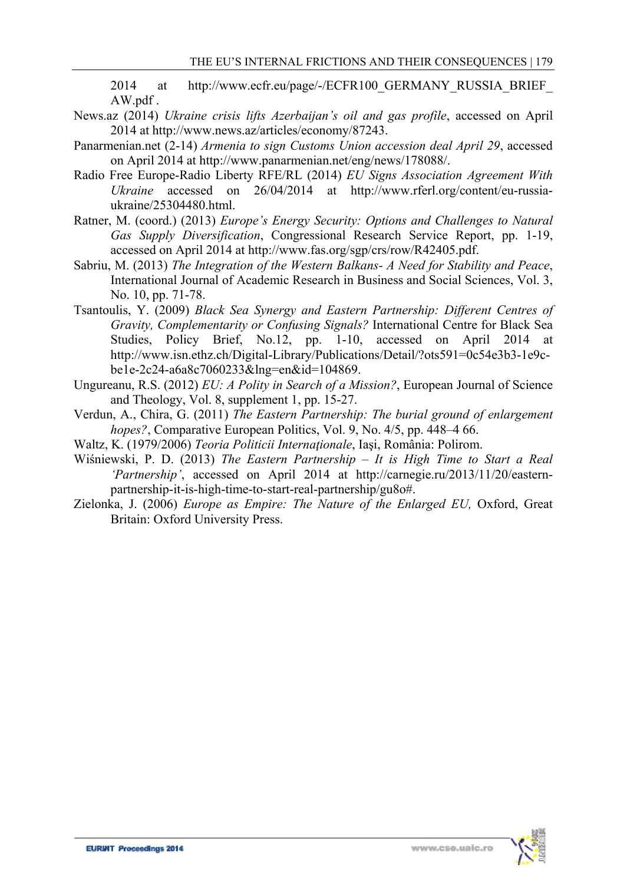2014 at http://www.ecfr.eu/page/-/ECFR100_GERMANY_RUSSIA_BRIEF_AW.pdf .

News.az (2014) *Ukraine crisis lifts Azerbaijan's oil and gas profile*, accessed on April 2014 at http://www.news.az/articles/economy/87243.

Panarmenian.net (2-14) *Armenia to sign Customs Union accession deal April 29*, accessed on April 2014 at http://www.panarmenian.net/eng/news/178088/.

Radio Free Europe-Radio Liberty RFE/RL (2014) *EU Signs Association Agreement With Ukraine* accessed on 26/04/2014 at http://www.rferl.org/content/eu-russia-ukraine/25304480.html.

Ratner, M. (coord.) (2013) *Europe's Energy Security: Options and Challenges to Natural Gas Supply Diversification*, Congressional Research Service Report, pp. 1-19, accessed on April 2014 at http://www.fas.org/sgp/crs/row/R42405.pdf.

Sabriu, M. (2013) *The Integration of the Western Balkans- A Need for Stability and Peace*, International Journal of Academic Research in Business and Social Sciences, Vol. 3, No. 10, pp. 71-78.

Tsantoulis, Y. (2009) *Black Sea Synergy and Eastern Partnership: Different Centres of Gravity, Complementarity or Confusing Signals?* International Centre for Black Sea Studies, Policy Brief, No.12, pp. 1-10, accessed on April 2014 at http://www.isn.ethz.ch/Digital-Library/Publications/Detail/?ots591=0c54e3b3-1e9c-be1e-2c24-a6a8c7060233&lng=en&id=104869.

Ungureanu, R.S. (2012) *EU: A Polity in Search of a Mission?*, European Journal of Science and Theology, Vol. 8, supplement 1, pp. 15-27.

Verdun, A., Chira, G. (2011) *The Eastern Partnership: The burial ground of enlargement hopes?*, Comparative European Politics, Vol. 9, No. 4/5, pp. 448–4 66.

Waltz, K. (1979/2006) *Teoria Politicii Internaţionale*, Iaşi, România: Polirom.

Wiśniewski, P. D. (2013) *The Eastern Partnership – It is High Time to Start a Real 'Partnership'*, accessed on April 2014 at http://carnegie.ru/2013/11/20/eastern-partnership-it-is-high-time-to-start-real-partnership/gu8o#.

Zielonka, J. (2006) *Europe as Empire: The Nature of the Enlarged EU,* Oxford, Great Britain: Oxford University Press.